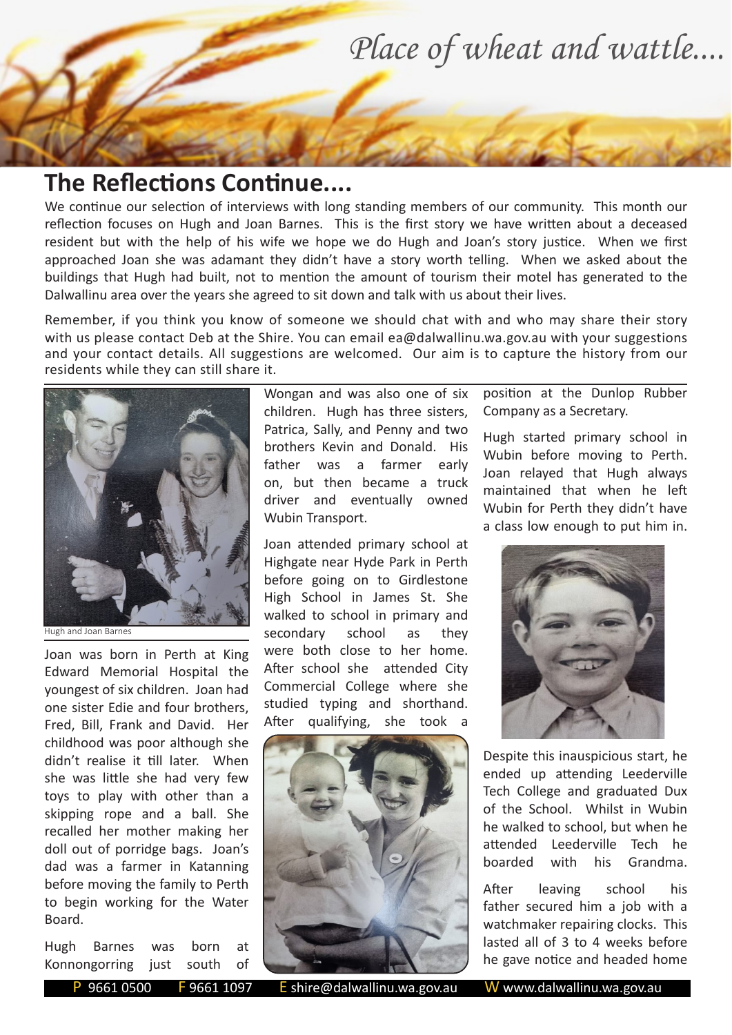*Place of wheat and wattle....*

## The Reflections Continue....

We continue our selection of interviews with long standing members of our community. This month our reflection focuses on Hugh and Joan Barnes. This is the first story we have written about a deceased resident but with the help of his wife we hope we do Hugh and Joan's story justice. When we first approached Joan she was adamant they didn't have a story worth telling. When we asked about the buildings that Hugh had built, not to mention the amount of tourism their motel has generated to the Dalwallinu area over the years she agreed to sit down and talk with us about their lives.

Remember, if you think you know of someone we should chat with and who may share their story with us please contact Deb at the Shire. You can email ea@dalwallinu.wa.gov.au with your suggestions and your contact details. All suggestions are welcomed. Our aim is to capture the history from our residents while they can still share it.

Hugh and Joan Barnes

Joan was born in Perth at King Edward Memorial Hospital the youngest of six children. Joan had one sister Edie and four brothers, Fred, Bill, Frank and David. Her childhood was poor although she didn't realise it till later. When she was little she had very few toys to play with other than a skipping rope and a ball. She recalled her mother making her doll out of porridge bags. Joan's dad was a farmer in Katanning before moving the family to Perth to begin working for the Water Board.

Hugh Barnes was born at Konnongorring just south of Wongan and was also one of six children. Hugh has three sisters, Patrica, Sally, and Penny and two brothers Kevin and Donald. His father was a farmer early on, but then became a truck driver and eventually owned Wubin Transport.

Joan attended primary school at Highgate near Hyde Park in Perth before going on to Girdlestone High School in James St. She walked to school in primary and secondary school as they were both close to her home. After school she attended City Commercial College where she studied typing and shorthand. After qualifying, she took a position at the Dunlop Rubber Company as a Secretary.

Hugh started primary school in Wubin before moving to Perth. Joan relayed that Hugh always maintained that when he left Wubin for Perth they didn't have a class low enough to put him in.

Despite this inauspicious start, he ended up attending Leederville Tech College and graduated Dux of the School. Whilst in Wubin he walked to school, but when he attended Leederville Tech he boarded with his Grandma.

After leaving school his father secured him a job with a watchmaker repairing clocks. This lasted all of 3 to 4 weeks before he gave notice and headed home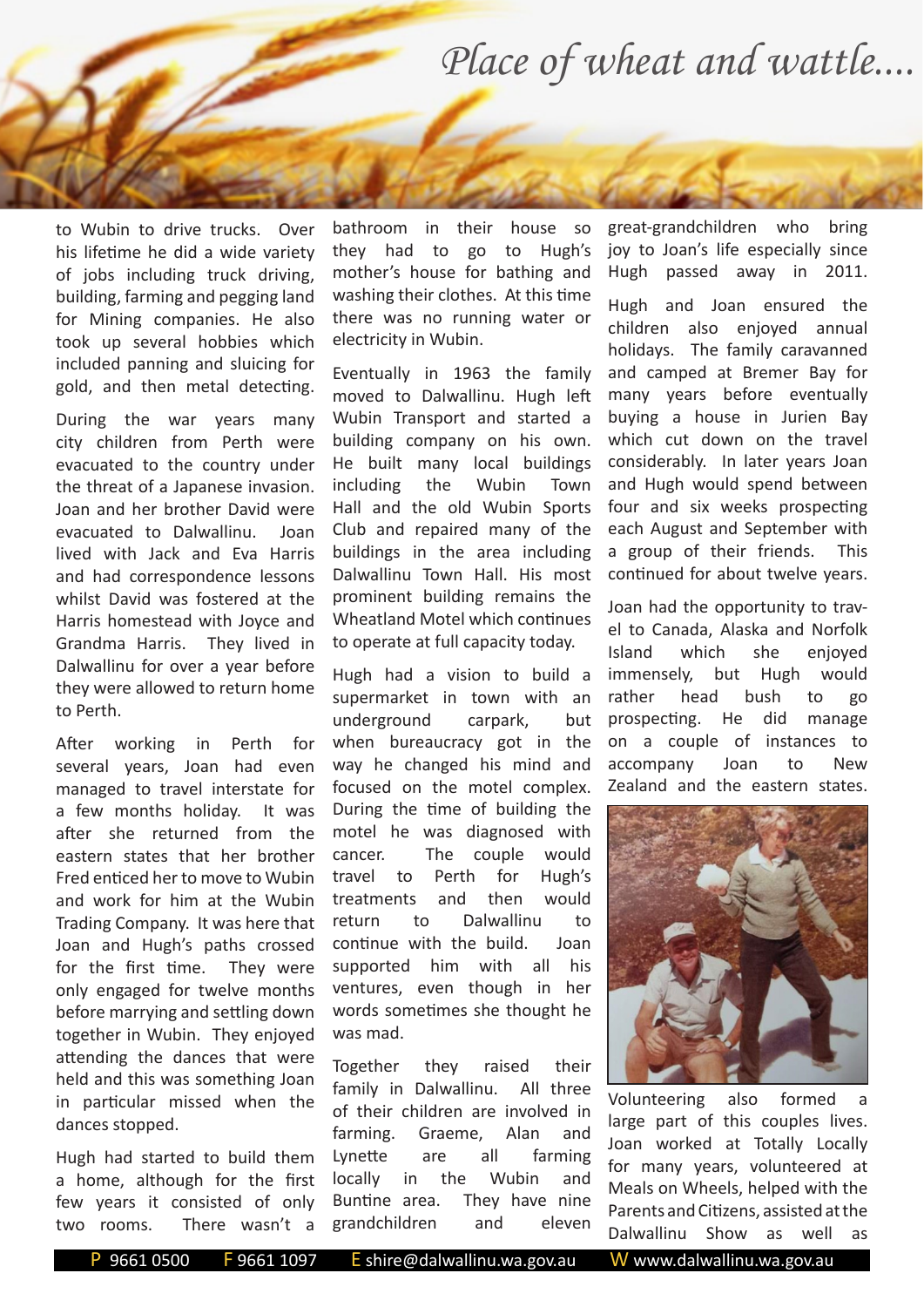to Wubin to drive trucks. Over his lifetime he did a wide variety of jobs including truck driving, building, farming and pegging land for Mining companies. He also took up several hobbies which included panning and sluicing for gold, and then metal detecting.

During the war years many city children from Perth were evacuated to the country under the threat of a Japanese invasion. Joan and her brother David were evacuated to Dalwallinu. Joan lived with Jack and Eva Harris and had correspondence lessons whilst David was fostered at the Harris homestead with Joyce and Grandma Harris. They lived in Dalwallinu for over a year before they were allowed to return home to Perth.

After working in Perth for several years, Joan had even managed to travel interstate for a few months holiday. It was after she returned from the eastern states that her brother Fred enticed her to move to Wubin and work for him at the Wubin Trading Company. It was here that Joan and Hugh's paths crossed for the first time. They were only engaged for twelve months before marrying and settling down together in Wubin. They enjoyed attending the dances that were held and this was something Joan in particular missed when the dances stopped.

Hugh had started to build them a home, although for the first few years it consisted of only two rooms. There wasn't a bathroom in their house so they had to go to Hugh's mother's house for bathing and washing their clothes. At this time there was no running water or electricity in Wubin.

Eventually in 1963 the family moved to Dalwallinu. Hugh left Wubin Transport and started a building company on his own. He built many local buildings including the Wubin Town Hall and the old Wubin Sports Club and repaired many of the buildings in the area including Dalwallinu Town Hall. His most prominent building remains the Wheatland Motel which continues to operate at full capacity today.

Hugh had a vision to build a supermarket in town with an underground carpark, but when bureaucracy got in the way he changed his mind and focused on the motel complex. During the time of building the motel he was diagnosed with cancer. The couple would travel to Perth for Hugh's treatments and then would return to Dalwallinu to continue with the build. Joan supported him with all his ventures, even though in her words sometimes she thought he was mad.

Together they raised their family in Dalwallinu. All three of their children are involved in farming. Graeme, Alan and Lynette are all farming locally in the Wubin and Buntine area. They have nine grandchildren and eleven great-grandchildren who bring joy to Joan's life especially since Hugh passed away in 2011.

Hugh and Joan ensured the children also enjoyed annual holidays. The family caravanned and camped at Bremer Bay for many years before eventually buying a house in Jurien Bay which cut down on the travel considerably. In later years Joan and Hugh would spend between four and six weeks prospecting each August and September with a group of their friends. This continued for about twelve years.

Joan had the opportunity to travel to Canada, Alaska and Norfolk Island which she enjoyed immensely, but Hugh would rather head bush to go prospecting. He did manage on a couple of instances to accompany Joan to New Zealand and the eastern states.

Volunteering also formed a large part of this couples lives. Joan worked at Totally Locally for many years, volunteered at Meals on Wheels, helped with the Parents and Citizens, assisted at the Dalwallinu Show as well as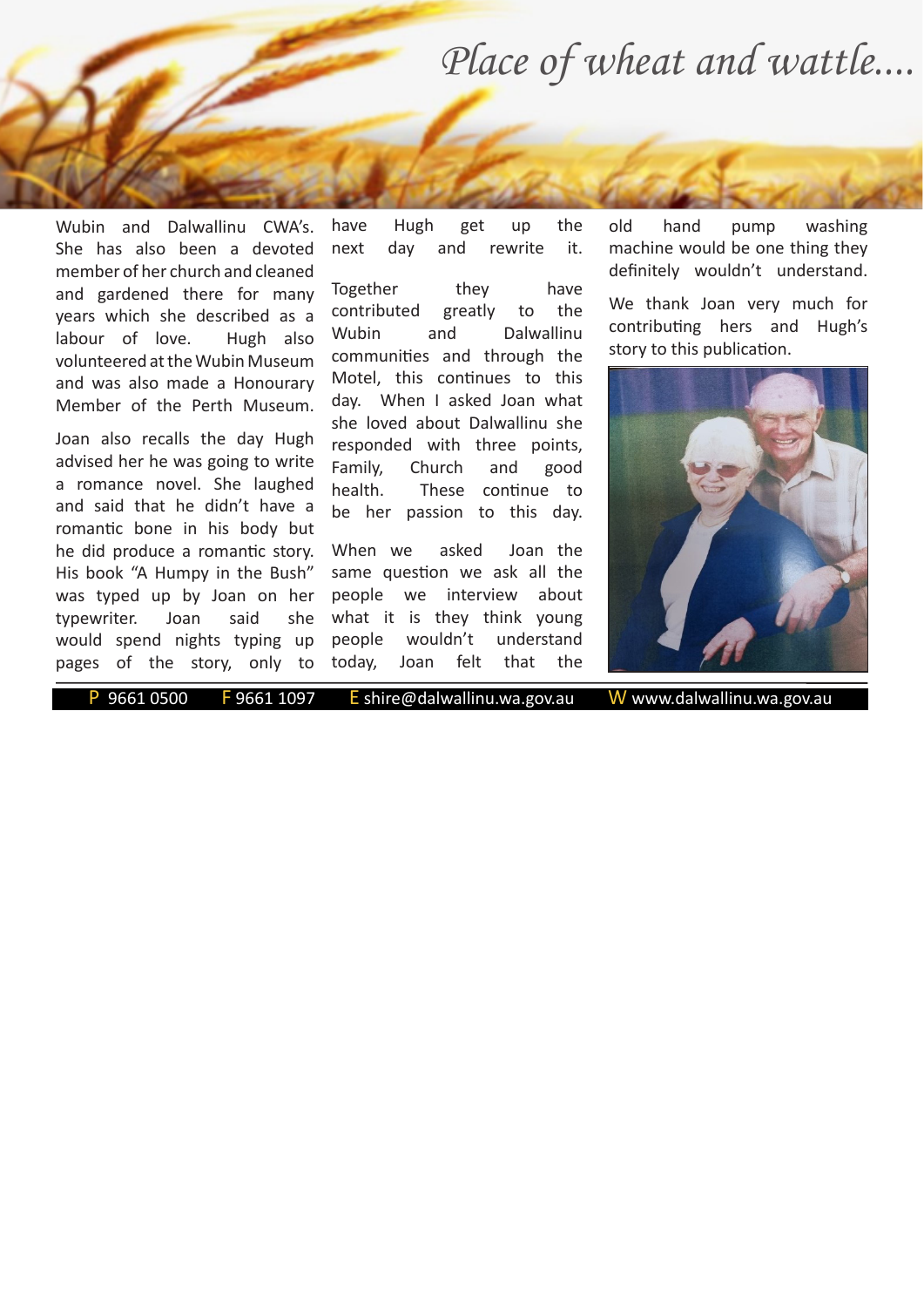Wubin and Dalwallinu CWA's. She has also been a devoted member of her church and cleaned and gardened there for many years which she described as a labour of love. Hugh also volunteered at the Wubin Museum and was also made a Honourary Member of the Perth Museum.

Joan also recalls the day Hugh advised her he was going to write a romance novel. She laughed and said that he didn't have a romantic bone in his body but he did produce a romantic story. His book "A Humpy in the Bush" was typed up by Joan on her typewriter. Joan said she would spend nights typing up pages of the story, only to have Hugh get up the next day and rewrite it.

Together they have contributed greatly to the Wubin and Dalwallinu communities and through the Motel, this continues to this day. When I asked Joan what she loved about Dalwallinu she responded with three points, Family, Church and good health. These continue to be her passion to this day.

When we asked Joan the same question we ask all the people we interview about what it is they think young people wouldn't understand today, Joan felt that the old hand pump washing machine would be one thing they definitely wouldn't understand.

We thank Joan very much for contributing hers and Hugh's story to this publication.